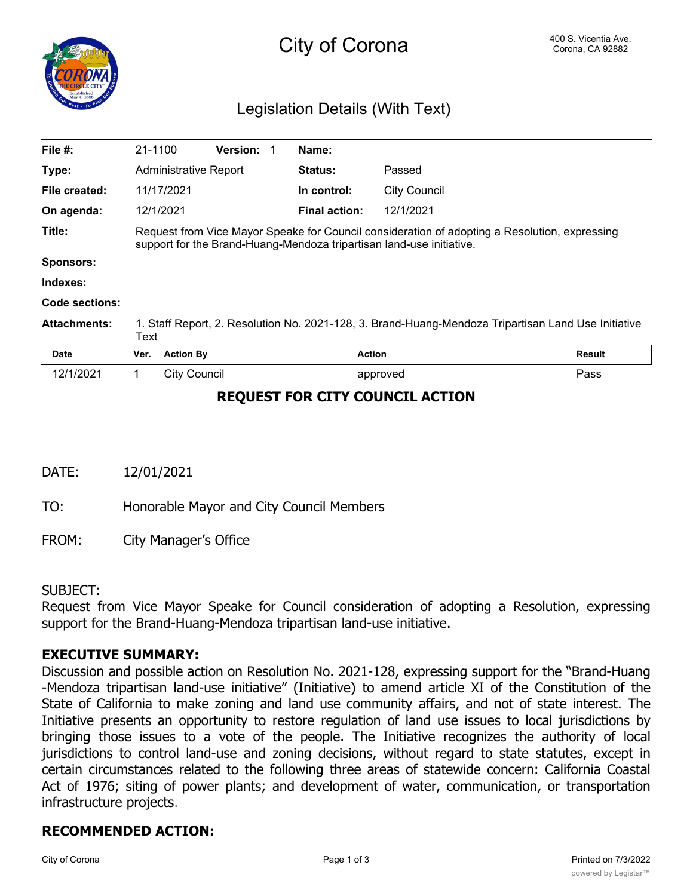# City of Corona

400 S. Vicentia Ave.
Corona, CA 92882

## Legislation Details (With Text)

| | | | |
|---|---|---|---|
| **File #:** | 21-1100 **Version:** 1 | **Name:** | |
| **Type:** | Administrative Report | **Status:** | Passed |
| **File created:** | 11/17/2021 | **In control:** | City Council |
| **On agenda:** | 12/1/2021 | **Final action:** | 12/1/2021 |

**Title:** Request from Vice Mayor Speake for Council consideration of adopting a Resolution, expressing support for the Brand-Huang-Mendoza tripartisan land-use initiative.

**Sponsors:**

**Indexes:**

**Code sections:**

**Attachments:** 1. Staff Report, 2. Resolution No. 2021-128, 3. Brand-Huang-Mendoza Tripartisan Land Use Initiative Text

| Date | Ver. | Action By | Action | Result |
|---|---|---|---|---|
| 12/1/2021 | 1 | City Council | approved | Pass |

## REQUEST FOR CITY COUNCIL ACTION

DATE: 12/01/2021

TO: Honorable Mayor and City Council Members

FROM: City Manager's Office

SUBJECT:
Request from Vice Mayor Speake for Council consideration of adopting a Resolution, expressing support for the Brand-Huang-Mendoza tripartisan land-use initiative.

### EXECUTIVE SUMMARY:

Discussion and possible action on Resolution No. 2021-128, expressing support for the "Brand-Huang-Mendoza tripartisan land-use initiative" (Initiative) to amend article XI of the Constitution of the State of California to make zoning and land use community affairs, and not of state interest. The Initiative presents an opportunity to restore regulation of land use issues to local jurisdictions by bringing those issues to a vote of the people. The Initiative recognizes the authority of local jurisdictions to control land-use and zoning decisions, without regard to state statutes, except in certain circumstances related to the following three areas of statewide concern: California Coastal Act of 1976; siting of power plants; and development of water, communication, or transportation infrastructure projects.

### RECOMMENDED ACTION: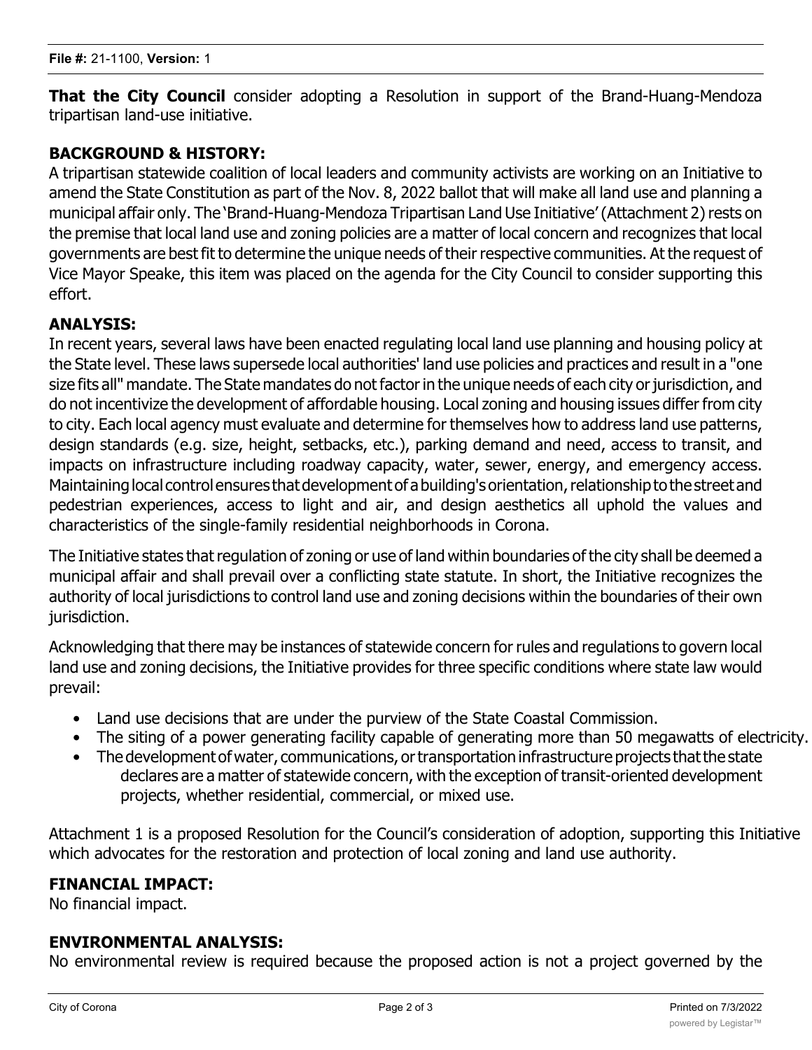**That the City Council** consider adopting a Resolution in support of the Brand-Huang-Mendoza tripartisan land-use initiative.

## BACKGROUND & HISTORY:

A tripartisan statewide coalition of local leaders and community activists are working on an Initiative to amend the State Constitution as part of the Nov. 8, 2022 ballot that will make all land use and planning a municipal affair only. The 'Brand-Huang-Mendoza Tripartisan Land Use Initiative' (Attachment 2) rests on the premise that local land use and zoning policies are a matter of local concern and recognizes that local governments are best fit to determine the unique needs of their respective communities. At the request of Vice Mayor Speake, this item was placed on the agenda for the City Council to consider supporting this effort.

## ANALYSIS:

In recent years, several laws have been enacted regulating local land use planning and housing policy at the State level. These laws supersede local authorities' land use policies and practices and result in a "one size fits all" mandate. The State mandates do not factor in the unique needs of each city or jurisdiction, and do not incentivize the development of affordable housing. Local zoning and housing issues differ from city to city. Each local agency must evaluate and determine for themselves how to address land use patterns, design standards (e.g. size, height, setbacks, etc.), parking demand and need, access to transit, and impacts on infrastructure including roadway capacity, water, sewer, energy, and emergency access. Maintaining local control ensures that development of a building's orientation, relationship to the street and pedestrian experiences, access to light and air, and design aesthetics all uphold the values and characteristics of the single-family residential neighborhoods in Corona.

The Initiative states that regulation of zoning or use of land within boundaries of the city shall be deemed a municipal affair and shall prevail over a conflicting state statute. In short, the Initiative recognizes the authority of local jurisdictions to control land use and zoning decisions within the boundaries of their own jurisdiction.

Acknowledging that there may be instances of statewide concern for rules and regulations to govern local land use and zoning decisions, the Initiative provides for three specific conditions where state law would prevail:

- Land use decisions that are under the purview of the State Coastal Commission.
- The siting of a power generating facility capable of generating more than 50 megawatts of electricity.
- The development of water, communications, or transportation infrastructure projects that the state declares are a matter of statewide concern, with the exception of transit-oriented development projects, whether residential, commercial, or mixed use.

Attachment 1 is a proposed Resolution for the Council's consideration of adoption, supporting this Initiative which advocates for the restoration and protection of local zoning and land use authority.

## FINANCIAL IMPACT:

No financial impact.

## ENVIRONMENTAL ANALYSIS:

No environmental review is required because the proposed action is not a project governed by the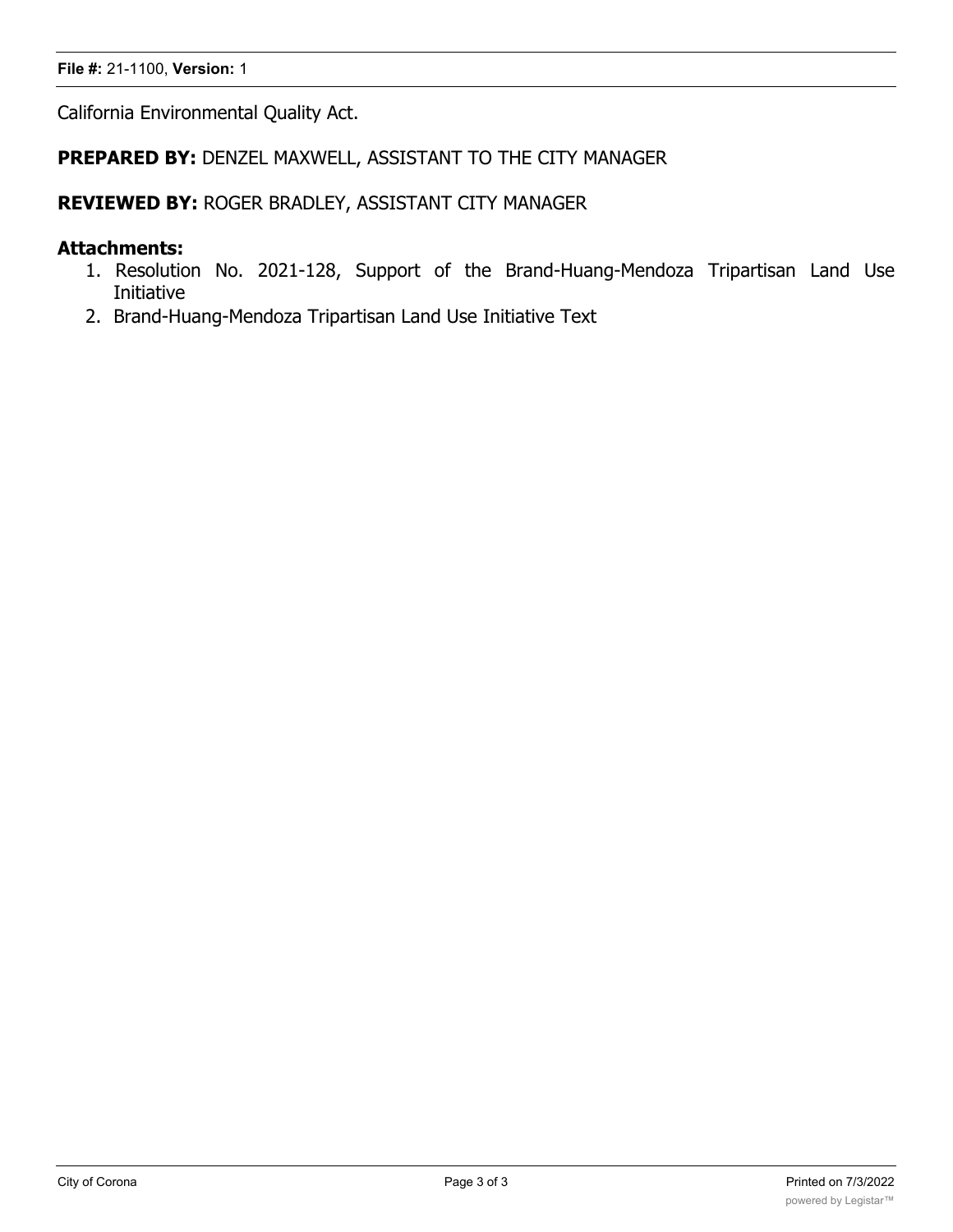California Environmental Quality Act.

**PREPARED BY:** DENZEL MAXWELL, ASSISTANT TO THE CITY MANAGER

**REVIEWED BY:** ROGER BRADLEY, ASSISTANT CITY MANAGER

**Attachments:**

1. Resolution No. 2021-128, Support of the Brand-Huang-Mendoza Tripartisan Land Use Initiative
2. Brand-Huang-Mendoza Tripartisan Land Use Initiative Text